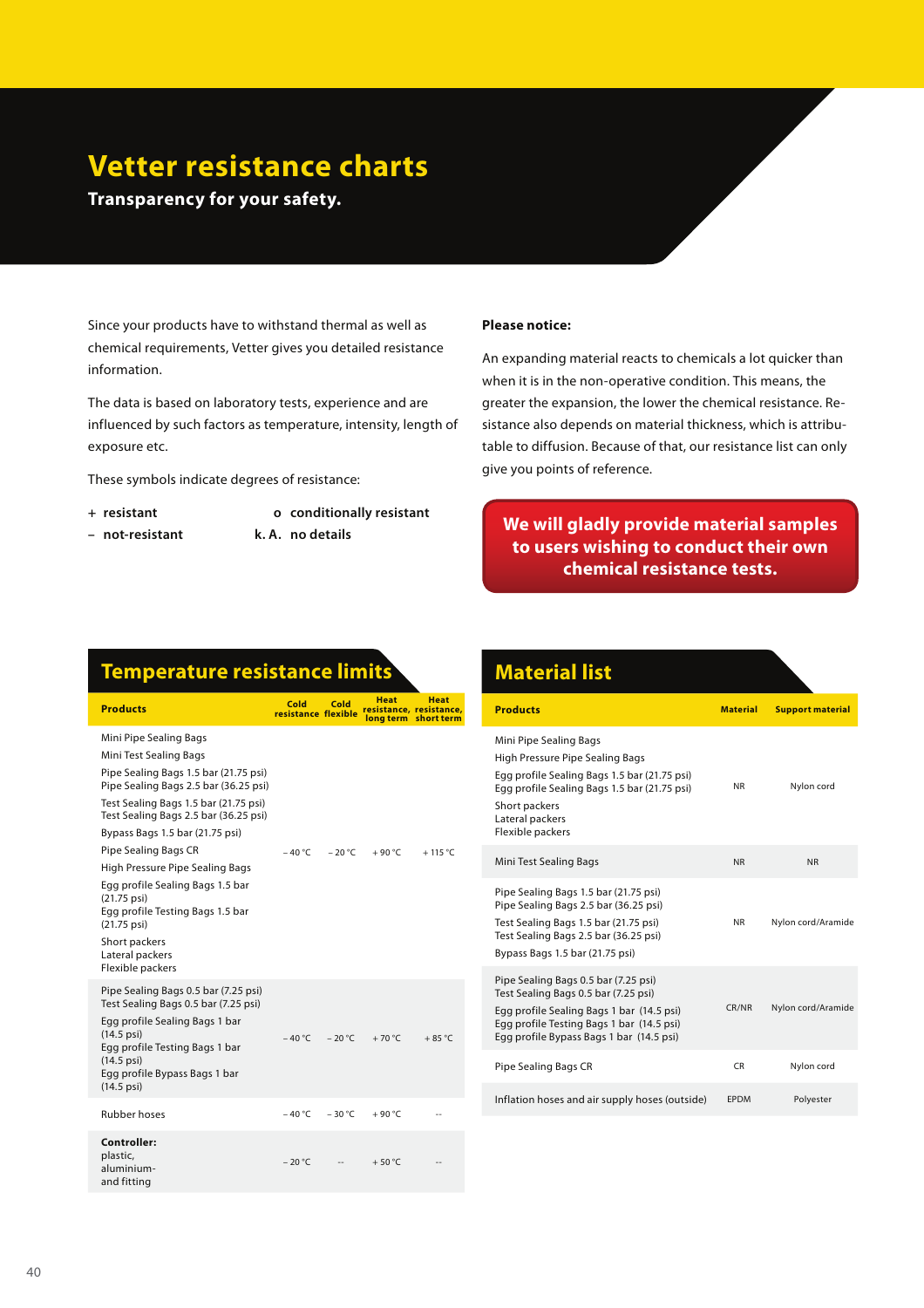# Vetter resistance charts

**Transparency for your safety.**

Since your products have to withstand thermal as well as chemical requirements, Vetter gives you detailed resistance information.

The data is based on laboratory tests, experience and are influenced by such factors as temperature, intensity, length of exposure etc.

These symbols indicate degrees of resistance:

| | | | |
|---|---|---|---|
| **+** | **resistant** | **o** | **conditionally resistant** |
| **–** | **not-resistant** | **k. A.** | **no details** |

**Please notice:**

An expanding material reacts to chemicals a lot quicker than when it is in the non-operative condition. This means, the greater the expansion, the lower the chemical resistance. Resistance also depends on material thickness, which is attributable to diffusion. Because of that, our resistance list can only give you points of reference.

**We will gladly provide material samples to users wishing to conduct their own chemical resistance tests.**

## Temperature resistance limits

| Products | Cold resistance | Cold flexible | Heat resistance, long term | Heat resistance, short term |
|---|---|---|---|---|
| Mini Pipe Sealing Bags<br>Mini Test Sealing Bags<br>Pipe Sealing Bags 1.5 bar (21.75 psi)<br>Pipe Sealing Bags 2.5 bar (36.25 psi)<br>Test Sealing Bags 1.5 bar (21.75 psi)<br>Test Sealing Bags 2.5 bar (36.25 psi)<br>Bypass Bags 1.5 bar (21.75 psi)<br>Pipe Sealing Bags CR<br>High Pressure Pipe Sealing Bags<br>Egg profile Sealing Bags 1.5 bar (21.75 psi)<br>Egg profile Testing Bags 1.5 bar (21.75 psi)<br>Short packers<br>Lateral packers<br>Flexible packers | – 40 °C | – 20 °C | + 90 °C | + 115 °C |
| Pipe Sealing Bags 0.5 bar (7.25 psi)<br>Test Sealing Bags 0.5 bar (7.25 psi)<br>Egg profile Sealing Bags 1 bar (14.5 psi)<br>Egg profile Testing Bags 1 bar (14.5 psi)<br>Egg profile Bypass Bags 1 bar (14.5 psi) | – 40 °C | – 20 °C | + 70 °C | + 85 °C |
| Rubber hoses | – 40 °C | – 30 °C | + 90 °C | -- |
| **Controller:** plastic, aluminium- and fitting | – 20 °C | -- | + 50 °C | -- |

## Material list

| Products | Material | Support material |
|---|---|---|
| Mini Pipe Sealing Bags<br>High Pressure Pipe Sealing Bags<br>Egg profile Sealing Bags 1.5 bar (21.75 psi)<br>Egg profile Sealing Bags 1.5 bar (21.75 psi)<br>Short packers<br>Lateral packers<br>Flexible packers | NR | Nylon cord |
| Mini Test Sealing Bags | NR | NR |
| Pipe Sealing Bags 1.5 bar (21.75 psi)<br>Pipe Sealing Bags 2.5 bar (36.25 psi)<br>Test Sealing Bags 1.5 bar (21.75 psi)<br>Test Sealing Bags 2.5 bar (36.25 psi)<br>Bypass Bags 1.5 bar (21.75 psi) | NR | Nylon cord/Aramide |
| Pipe Sealing Bags 0.5 bar (7.25 psi)<br>Test Sealing Bags 0.5 bar (7.25 psi)<br>Egg profile Sealing Bags 1 bar (14.5 psi)<br>Egg profile Testing Bags 1 bar (14.5 psi)<br>Egg profile Bypass Bags 1 bar (14.5 psi) | CR/NR | Nylon cord/Aramide |
| Pipe Sealing Bags CR | CR | Nylon cord |
| Inflation hoses and air supply hoses (outside) | EPDM | Polyester |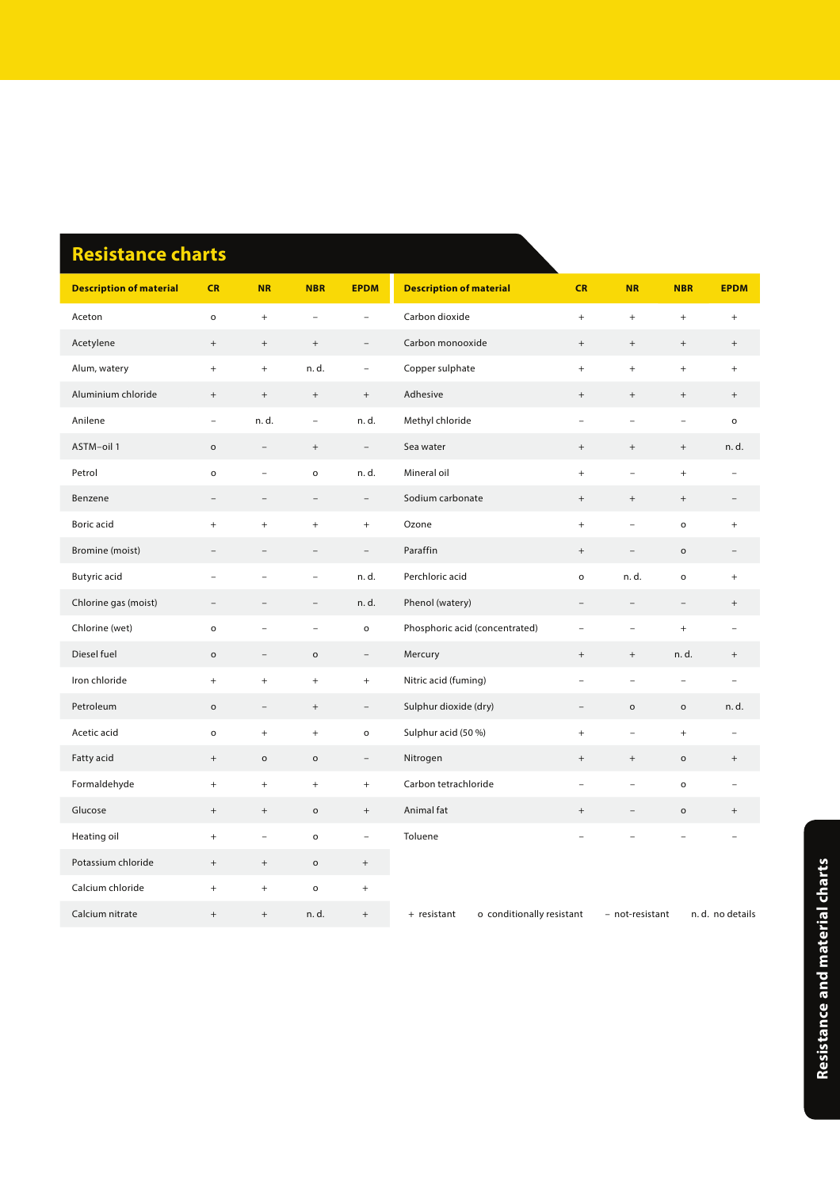# Resistance charts

| Description of material | CR | NR | NBR | EPDM |
|---|---|---|---|---|
| Aceton | o | + | – | – |
| Acetylene | + | + | + | – |
| Alum, watery | + | + | n. d. | – |
| Aluminium chloride | + | + | + | + |
| Anilene | – | n. d. | – | n. d. |
| ASTM–oil 1 | o | – | + | – |
| Petrol | o | – | o | n. d. |
| Benzene | – | – | – | – |
| Boric acid | + | + | + | + |
| Bromine (moist) | – | – | – | – |
| Butyric acid | – | – | – | n. d. |
| Chlorine gas (moist) | – | – | – | n. d. |
| Chlorine (wet) | o | – | – | o |
| Diesel fuel | o | – | o | – |
| Iron chloride | + | + | + | + |
| Petroleum | o | – | + | – |
| Acetic acid | o | + | + | o |
| Fatty acid | + | o | o | – |
| Formaldehyde | + | + | + | + |
| Glucose | + | + | o | + |
| Heating oil | + | – | o | – |
| Potassium chloride | + | + | o | + |
| Calcium chloride | + | + | o | + |
| Calcium nitrate | + | + | n. d. | + |
| Carbon dioxide | + | + | + | + |
| Carbon monooxide | + | + | + | + |
| Copper sulphate | + | + | + | + |
| Adhesive | + | + | + | + |
| Methyl chloride | – | – | – | o |
| Sea water | + | + | + | n. d. |
| Mineral oil | + | – | + | – |
| Sodium carbonate | + | + | + | – |
| Ozone | + | – | o | + |
| Paraffin | + | – | o | – |
| Perchloric acid | o | n. d. | o | + |
| Phenol (watery) | – | – | – | + |
| Phosphoric acid (concentrated) | – | – | + | – |
| Mercury | + | + | n. d. | + |
| Nitric acid (fuming) | – | – | – | – |
| Sulphur dioxide (dry) | – | o | o | n. d. |
| Sulphur acid (50 %) | + | – | + | – |
| Nitrogen | + | + | o | + |
| Carbon tetrachloride | – | – | o | – |
| Animal fat | + | – | o | + |
| Toluene | – | – | – | – |

+ resistant   o conditionally resistant   – not-resistant   n. d. no details